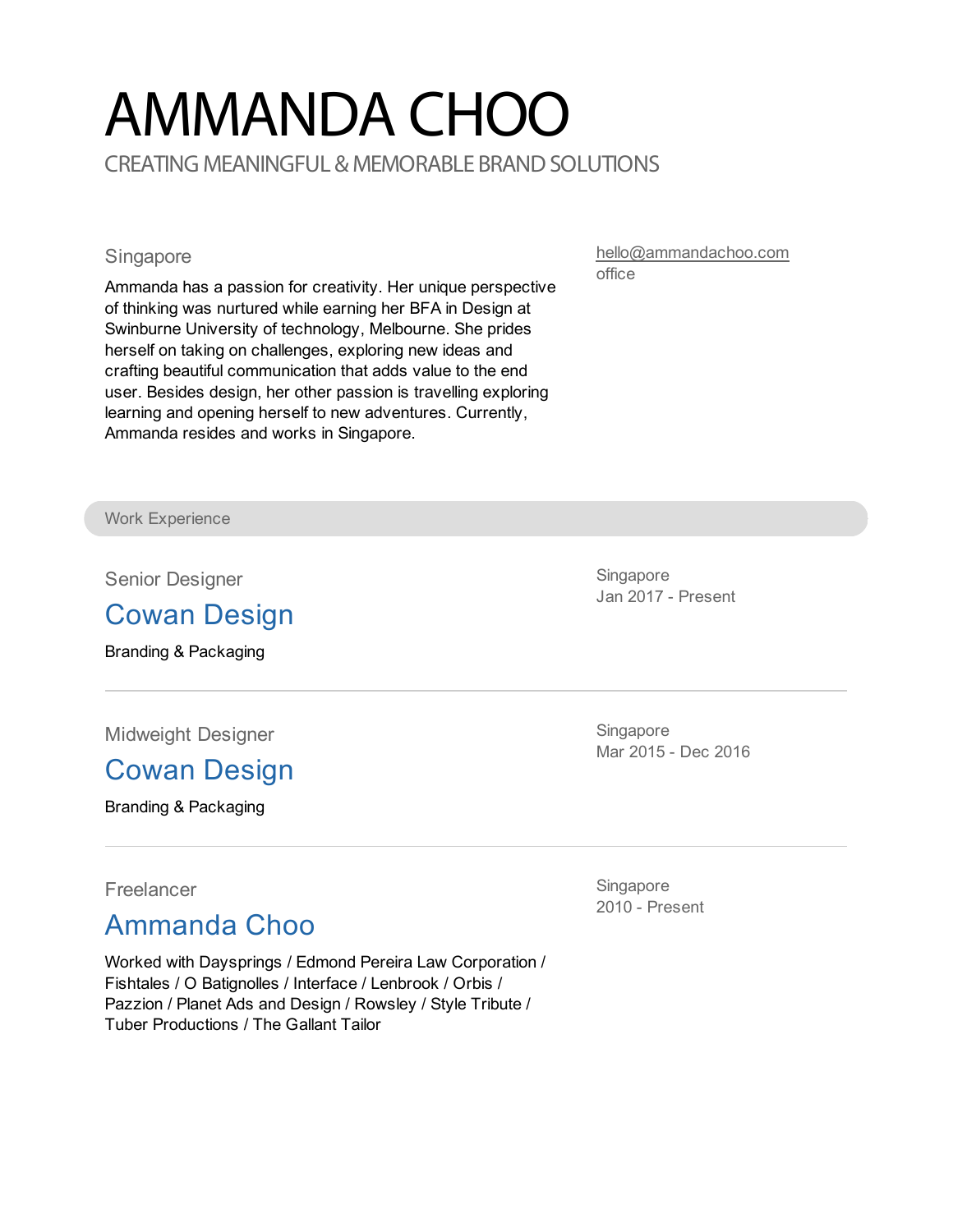# AMMANDA CHOO

CREATING MEANINGFUL & MEMORABLE BRAND SOLUTIONS

Singapore

Ammanda has a passion for creativity. Her unique perspective of thinking was nurtured while earning her BFA in Design at Swinburne University of technology, Melbourne. She prides herself on taking on challenges, exploring new ideas and crafting beautiful communication that adds value to the end user. Besides design, her other passion is travelling exploring learning and opening herself to new adventures. Currently, Ammanda resides and works in Singapore.

hello@ammandachoo.com
office

## Work Experience

Senior Designer

### Cowan Design

Singapore
Jan 2017 - Present

Branding & Packaging

---

Midweight Designer

### Cowan Design

Singapore
Mar 2015 - Dec 2016

Branding & Packaging

---

Freelancer

### Ammanda Choo

Singapore
2010 - Present

Worked with Daysprings / Edmond Pereira Law Corporation / Fishtales / O Batignolles / Interface / Lenbrook / Orbis / Pazzion / Planet Ads and Design / Rowsley / Style Tribute / Tuber Productions / The Gallant Tailor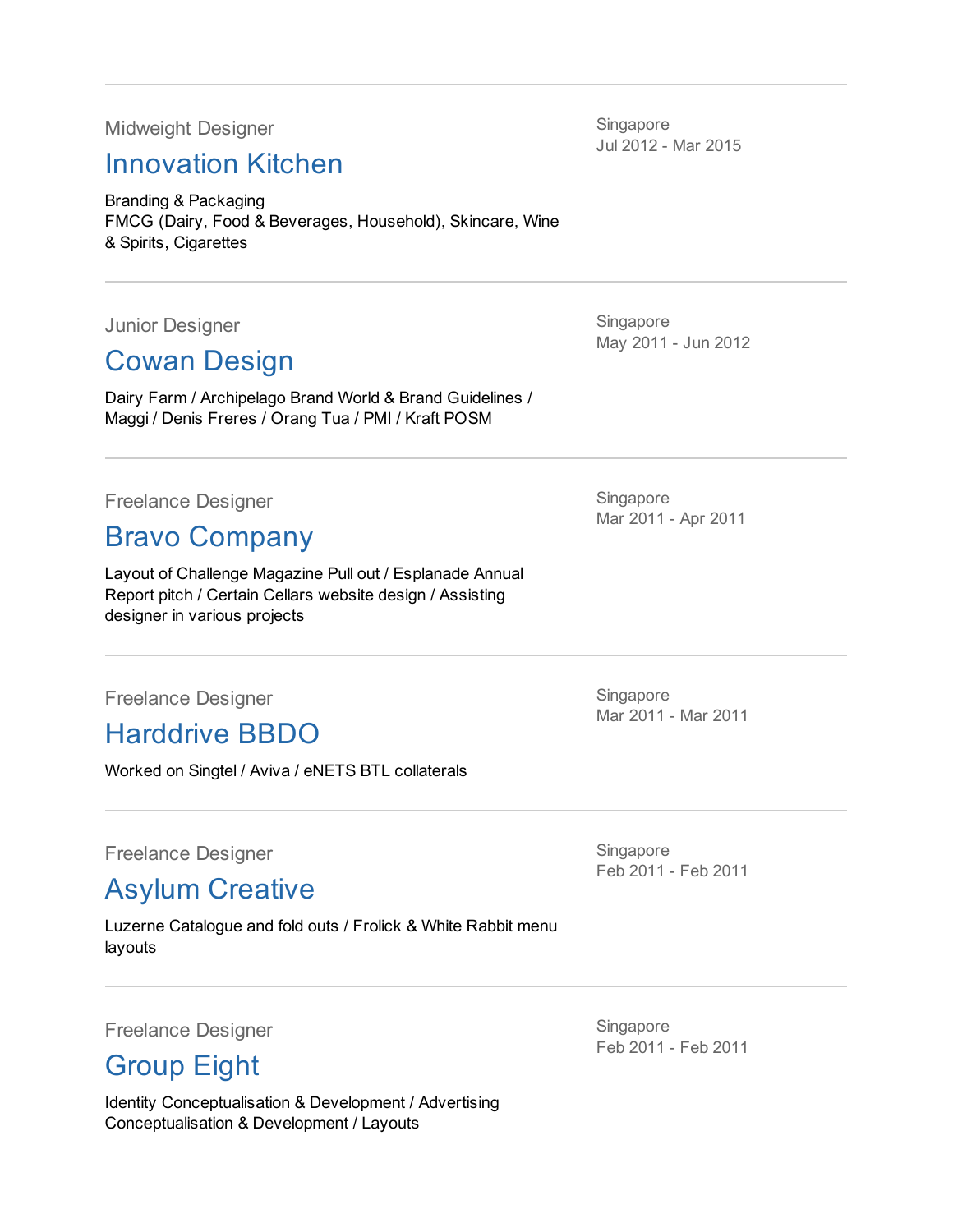---

Midweight Designer

## Innovation Kitchen

Singapore
Jul 2012 - Mar 2015

Branding & Packaging
FMCG (Dairy, Food & Beverages, Household), Skincare, Wine & Spirits, Cigarettes

---

Junior Designer

## Cowan Design

Singapore
May 2011 - Jun 2012

Dairy Farm / Archipelago Brand World & Brand Guidelines / Maggi / Denis Freres / Orang Tua / PMI / Kraft POSM

---

Freelance Designer

## Bravo Company

Singapore
Mar 2011 - Apr 2011

Layout of Challenge Magazine Pull out / Esplanade Annual Report pitch / Certain Cellars website design / Assisting designer in various projects

---

Freelance Designer

## Harddrive BBDO

Singapore
Mar 2011 - Mar 2011

Worked on Singtel / Aviva / eNETS BTL collaterals

---

Freelance Designer

## Asylum Creative

Singapore
Feb 2011 - Feb 2011

Luzerne Catalogue and fold outs / Frolick & White Rabbit menu layouts

---

Freelance Designer

## Group Eight

Singapore
Feb 2011 - Feb 2011

Identity Conceptualisation & Development / Advertising Conceptualisation & Development / Layouts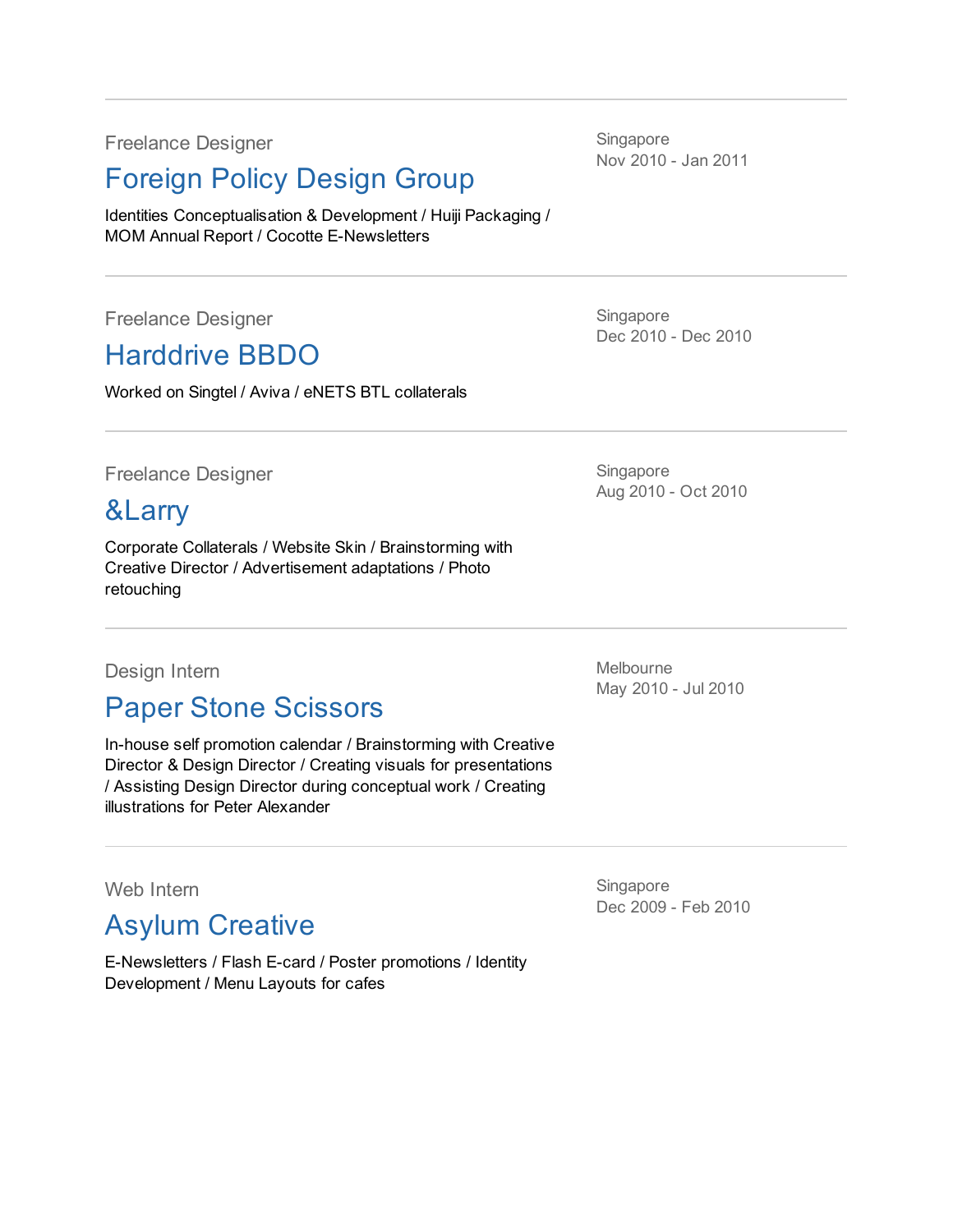---

Freelance Designer

## Foreign Policy Design Group

Singapore
Nov 2010 - Jan 2011

Identities Conceptualisation & Development / Huiji Packaging / MOM Annual Report / Cocotte E-Newsletters

---

Freelance Designer

## Harddrive BBDO

Singapore
Dec 2010 - Dec 2010

Worked on Singtel / Aviva / eNETS BTL collaterals

---

Freelance Designer

## &Larry

Singapore
Aug 2010 - Oct 2010

Corporate Collaterals / Website Skin / Brainstorming with Creative Director / Advertisement adaptations / Photo retouching

---

Design Intern

## Paper Stone Scissors

Melbourne
May 2010 - Jul 2010

In-house self promotion calendar / Brainstorming with Creative Director & Design Director / Creating visuals for presentations / Assisting Design Director during conceptual work / Creating illustrations for Peter Alexander

---

Web Intern

## Asylum Creative

Singapore
Dec 2009 - Feb 2010

E-Newsletters / Flash E-card / Poster promotions / Identity Development / Menu Layouts for cafes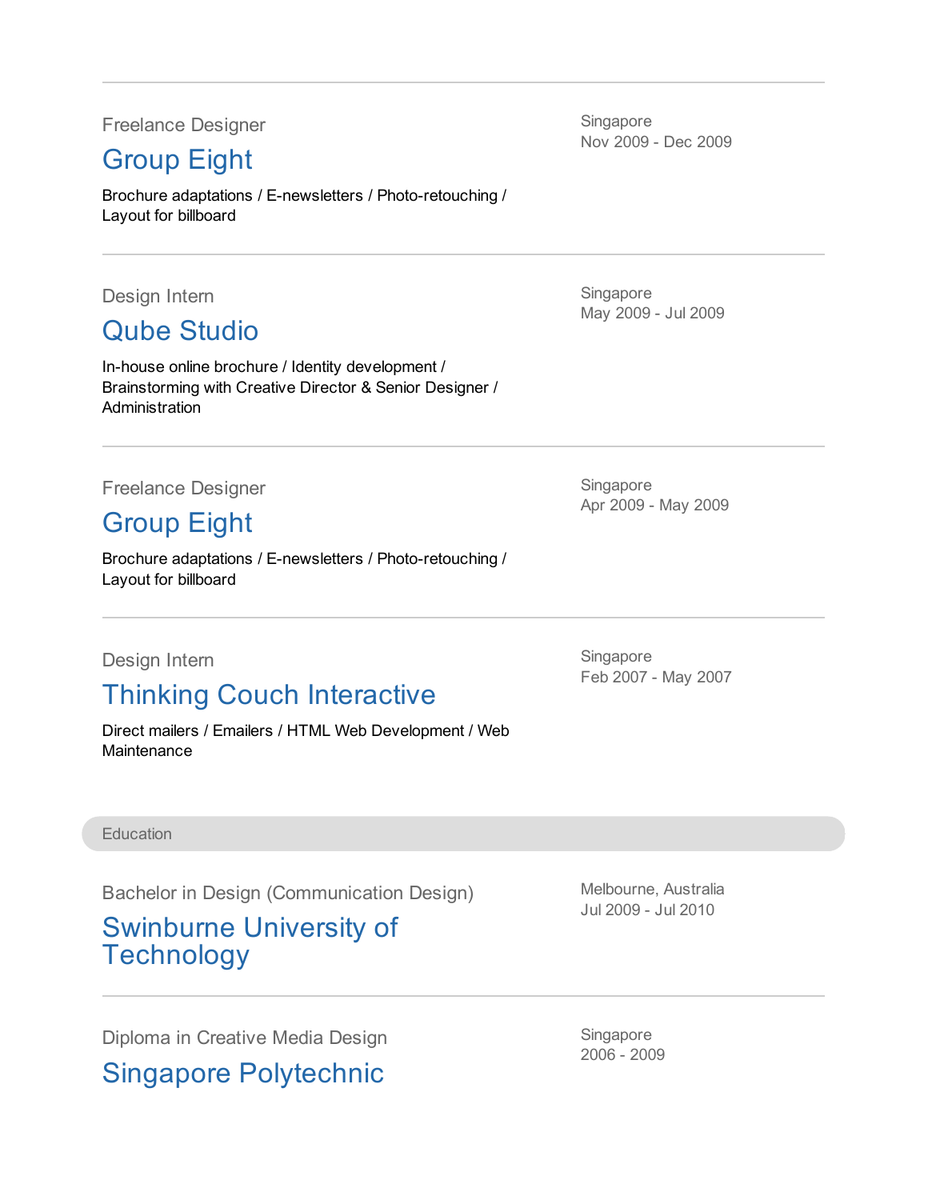Freelance Designer

### Group Eight

Singapore
Nov 2009 - Dec 2009

Brochure adaptations / E-newsletters / Photo-retouching / Layout for billboard

---

Design Intern

### Qube Studio

Singapore
May 2009 - Jul 2009

In-house online brochure / Identity development / Brainstorming with Creative Director & Senior Designer / Administration

---

Freelance Designer

### Group Eight

Singapore
Apr 2009 - May 2009

Brochure adaptations / E-newsletters / Photo-retouching / Layout for billboard

---

Design Intern

### Thinking Couch Interactive

Singapore
Feb 2007 - May 2007

Direct mailers / Emailers / HTML Web Development / Web Maintenance

## Education

Bachelor in Design (Communication Design)

### Swinburne University of Technology

Melbourne, Australia
Jul 2009 - Jul 2010

---

Diploma in Creative Media Design

### Singapore Polytechnic

Singapore
2006 - 2009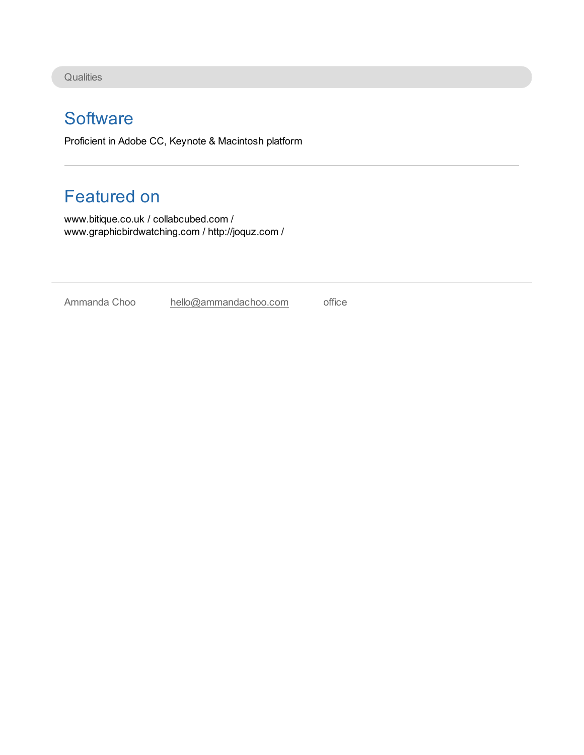Qualities

## Software

Proficient in Adobe CC, Keynote & Macintosh platform

---

## Featured on

www.bitique.co.uk / collabcubed.com /
www.graphicbirdwatching.com / http://joquz.com /

---

Ammanda Choo    hello@ammandachoo.com    office